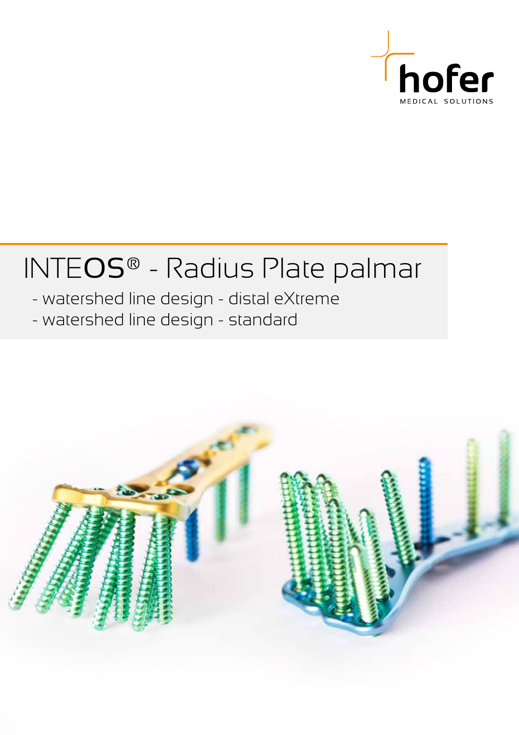hofer

MEDICAL SOLUTIONS

# INTEOS® - Radius Plate palmar

- watershed line design - distal eXtreme
- watershed line design - standard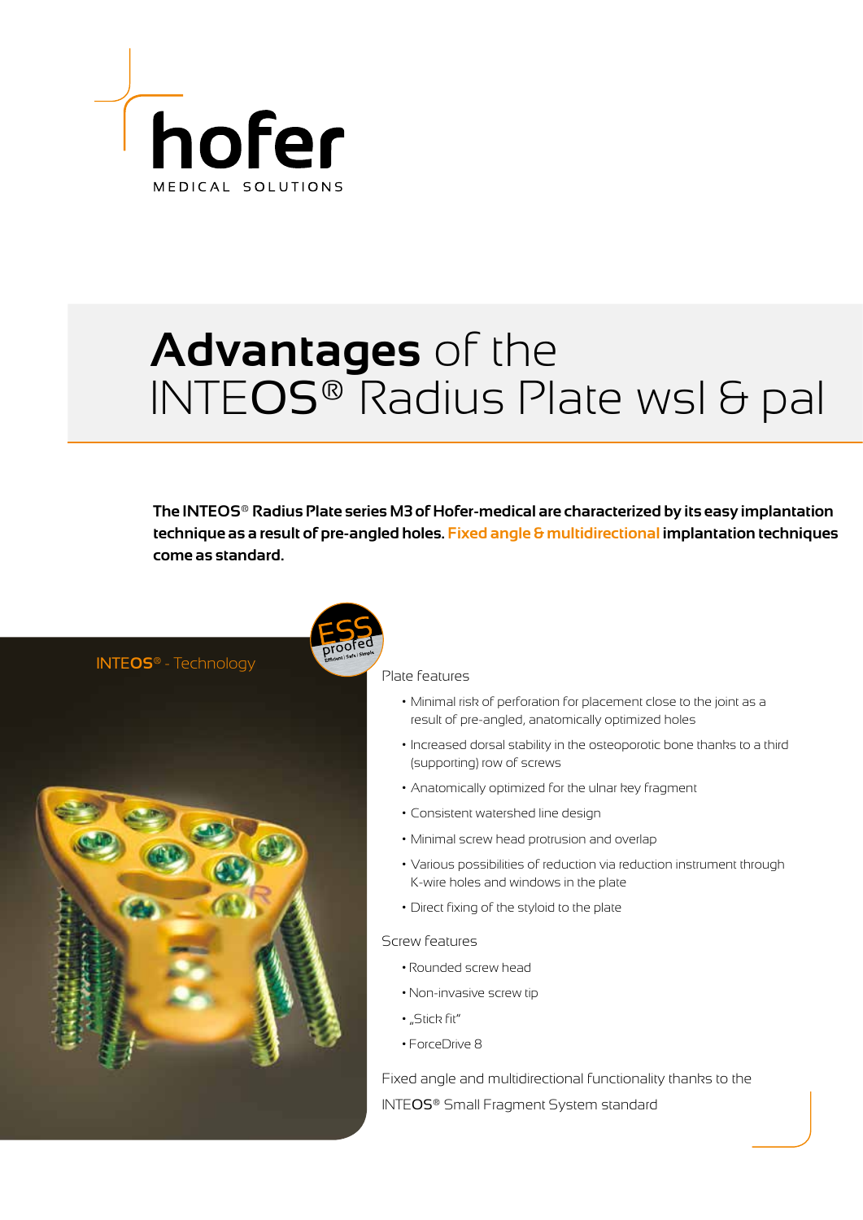hofer

MEDICAL SOLUTIONS

# **Advantages** of the INTEOS® Radius Plate wsl & pal

**The INTEOS® Radius Plate series M3 of Hofer-medical are characterized by its easy implantation technique as a result of pre-angled holes. Fixed angle & multidirectional implantation techniques come as standard.**

INTEOS® - Technology

ESS proofed

Plate features

- Minimal risk of perforation for placement close to the joint as a result of pre-angled, anatomically optimized holes
- Increased dorsal stability in the osteoporotic bone thanks to a third (supporting) row of screws
- Anatomically optimized for the ulnar key fragment
- Consistent watershed line design
- Minimal screw head protrusion and overlap
- Various possibilities of reduction via reduction instrument through K-wire holes and windows in the plate
- Direct fixing of the styloid to the plate

Screw features

- Rounded screw head
- Non-invasive screw tip
- „Stick fit"
- ForceDrive 8

Fixed angle and multidirectional functionality thanks to the INTEOS® Small Fragment System standard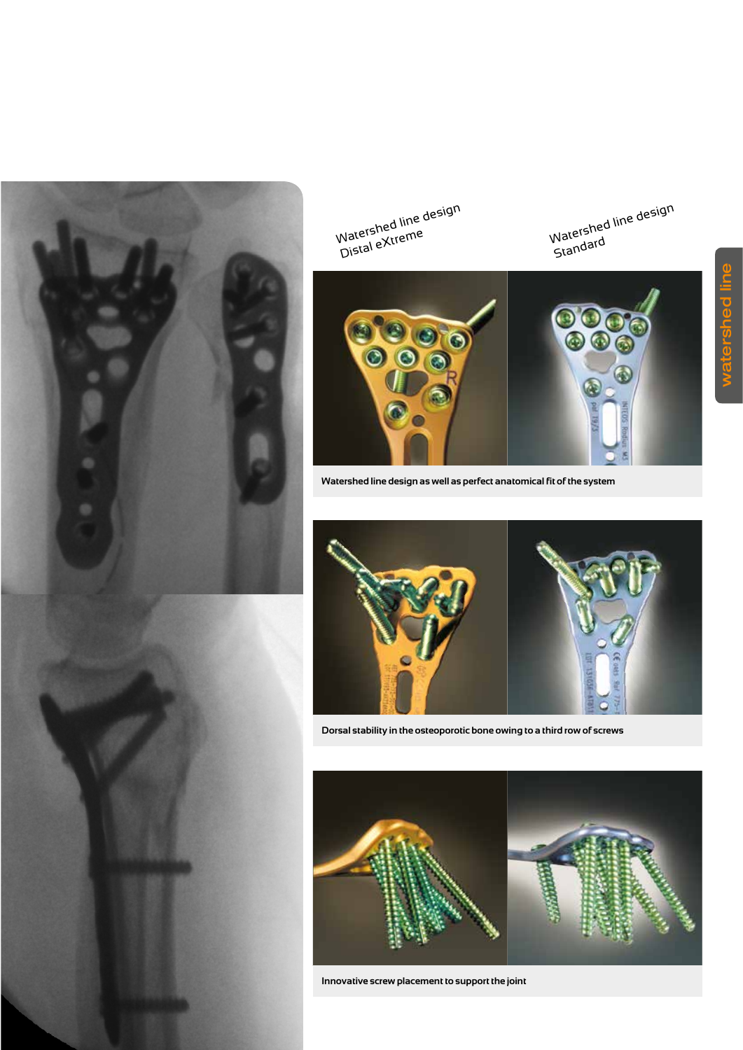Watershed line design
Distal eXtreme

Watershed line design
Standard

Watershed line design as well as perfect anatomical fit of the system

Dorsal stability in the osteoporotic bone owing to a third row of screws

Innovative screw placement to support the joint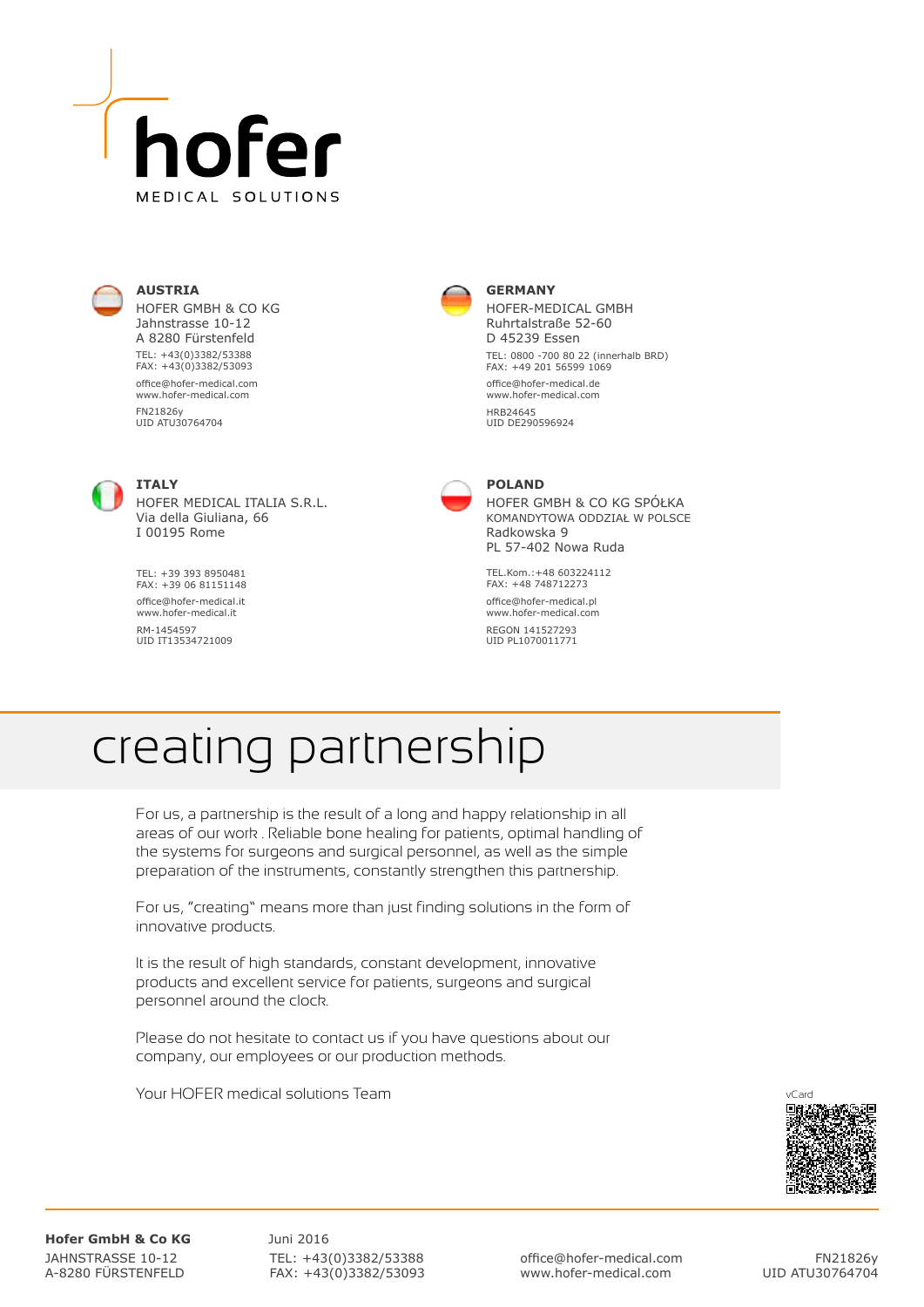hofer

MEDICAL SOLUTIONS

**AUSTRIA**
HOFER GMBH & CO KG
Jahnstrasse 10-12
A 8280 Fürstenfeld

TEL: +43(0)3382/53388
FAX: +43(0)3382/53093

office@hofer-medical.com
www.hofer-medical.com

FN21826y
UID ATU30764704

**GERMANY**
HOFER-MEDICAL GMBH
Ruhrtalstraße 52-60
D 45239 Essen

TEL: 0800 -700 80 22 (innerhalb BRD)
FAX: +49 201 56599 1069

office@hofer-medical.de
www.hofer-medical.com

HRB24645
UID DE290596924

**ITALY**
HOFER MEDICAL ITALIA S.R.L.
Via della Giuliana, 66
I 00195 Rome

TEL: +39 393 8950481
FAX: +39 06 81151148

office@hofer-medical.it
www.hofer-medical.it

RM-1454597
UID IT13534721009

**POLAND**
HOFER GMBH & CO KG SPÓŁKA
KOMANDYTOWA ODDZIAŁ W POLSCE
Radkowska 9
PL 57-402 Nowa Ruda

TEL.Kom.:+48 603224112
FAX: +48 748712273

office@hofer-medical.pl
www.hofer-medical.com

REGON 141527293
UID PL1070011771

# creating partnership

For us, a partnership is the result of a long and happy relationship in all areas of our work . Reliable bone healing for patients, optimal handling of the systems for surgeons and surgical personnel, as well as the simple preparation of the instruments, constantly strengthen this partnership.

For us, "creating" means more than just finding solutions in the form of innovative products.

It is the result of high standards, constant development, innovative products and excellent service for patients, surgeons and surgical personnel around the clock.

Please do not hesitate to contact us if you have questions about our company, our employees or our production methods.

Your HOFER medical solutions Team

vCard

**Hofer GmbH & Co KG**
JAHNSTRASSE 10-12
A-8280 FÜRSTENFELD

Juni 2016
TEL: +43(0)3382/53388
FAX: +43(0)3382/53093

office@hofer-medical.com
www.hofer-medical.com

FN21826y
UID ATU30764704